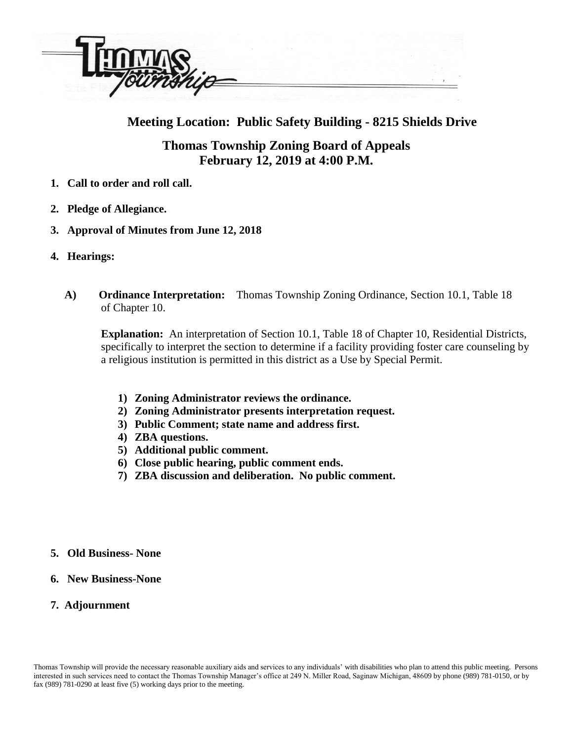# Thomas Township

## Meeting Location: Public Safety Building - 8215 Shields Drive

## Thomas Township Zoning Board of Appeals
## February 12, 2019 at 4:00 P.M.

1. **Call to order and roll call.**
2. **Pledge of Allegiance.**
3. **Approval of Minutes from June 12, 2018**
4. **Hearings:**

   **A) Ordinance Interpretation:** Thomas Township Zoning Ordinance, Section 10.1, Table 18 of Chapter 10.

   **Explanation:** An interpretation of Section 10.1, Table 18 of Chapter 10, Residential Districts, specifically to interpret the section to determine if a facility providing foster care counseling by a religious institution is permitted in this district as a Use by Special Permit.

   1) **Zoning Administrator reviews the ordinance.**
   2) **Zoning Administrator presents interpretation request.**
   3) **Public Comment; state name and address first.**
   4) **ZBA questions.**
   5) **Additional public comment.**
   6) **Close public hearing, public comment ends.**
   7) **ZBA discussion and deliberation. No public comment.**

5. **Old Business- None**
6. **New Business-None**
7. **Adjournment**

Thomas Township will provide the necessary reasonable auxiliary aids and services to any individuals' with disabilities who plan to attend this public meeting. Persons interested in such services need to contact the Thomas Township Manager's office at 249 N. Miller Road, Saginaw Michigan, 48609 by phone (989) 781-0150, or by fax (989) 781-0290 at least five (5) working days prior to the meeting.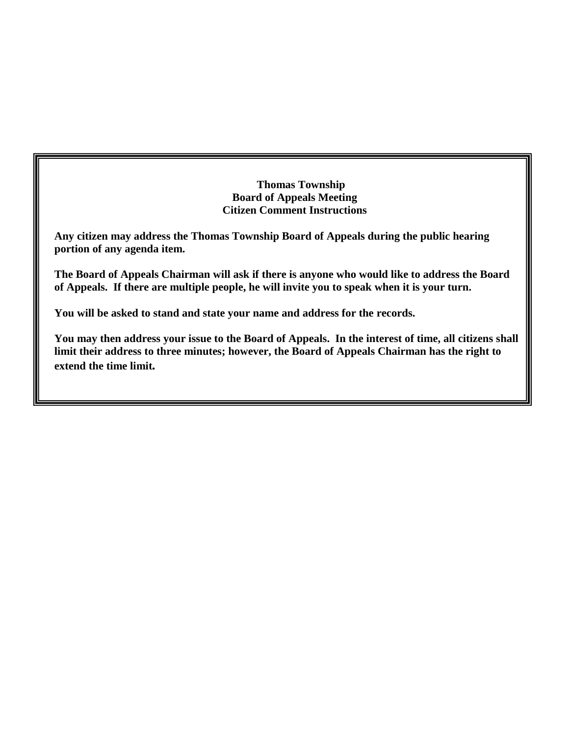**Thomas Township**
**Board of Appeals Meeting**
**Citizen Comment Instructions**

**Any citizen may address the Thomas Township Board of Appeals during the public hearing portion of any agenda item.**

**The Board of Appeals Chairman will ask if there is anyone who would like to address the Board of Appeals. If there are multiple people, he will invite you to speak when it is your turn.**

**You will be asked to stand and state your name and address for the records.**

**You may then address your issue to the Board of Appeals. In the interest of time, all citizens shall limit their address to three minutes; however, the Board of Appeals Chairman has the right to extend the time limit.**